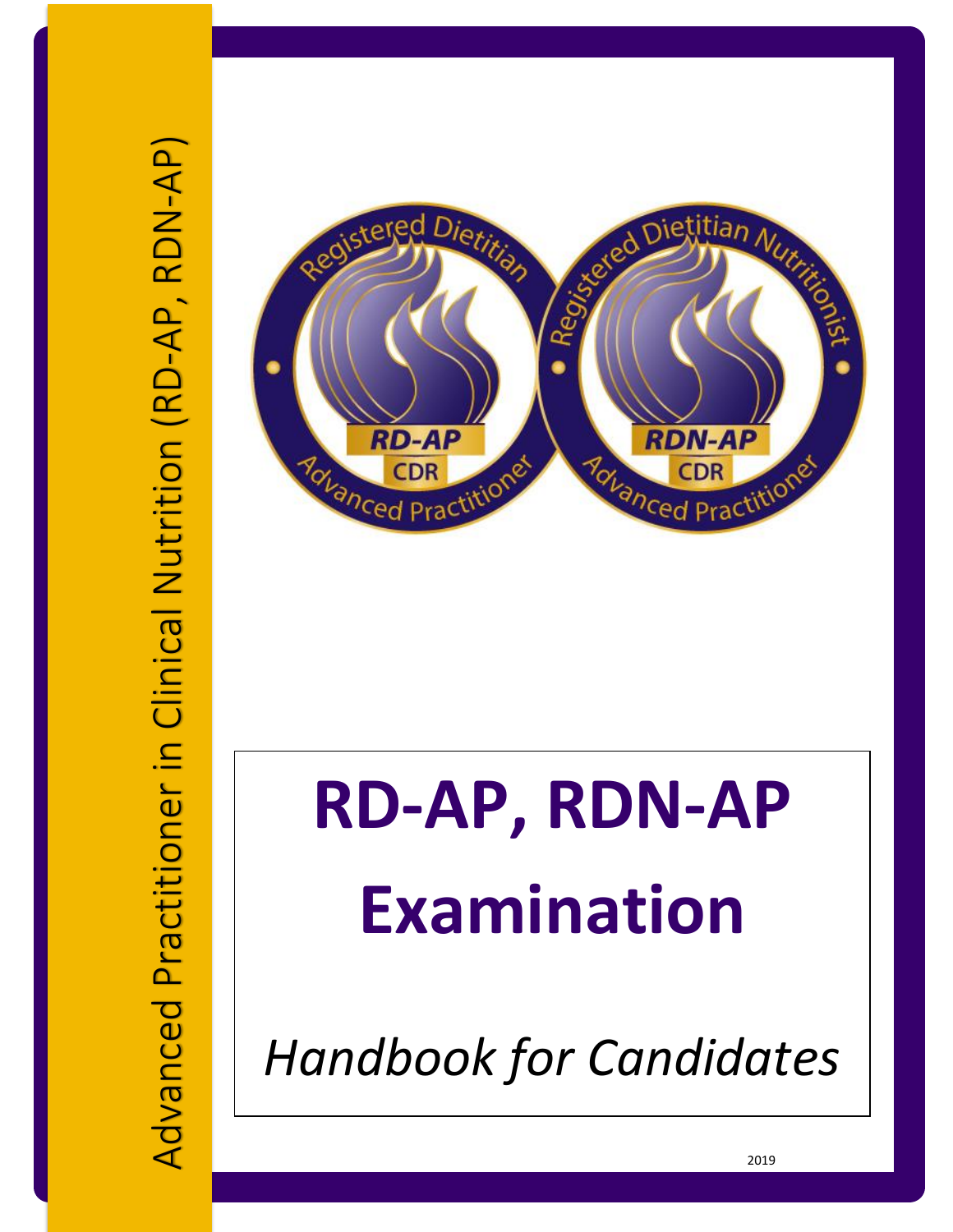Advanced Practitioner in Clinical Nutrition (RD-AP, RDN-AP)

# RD-AP, RDN-AP Examination

*Handbook for Candidates*

2019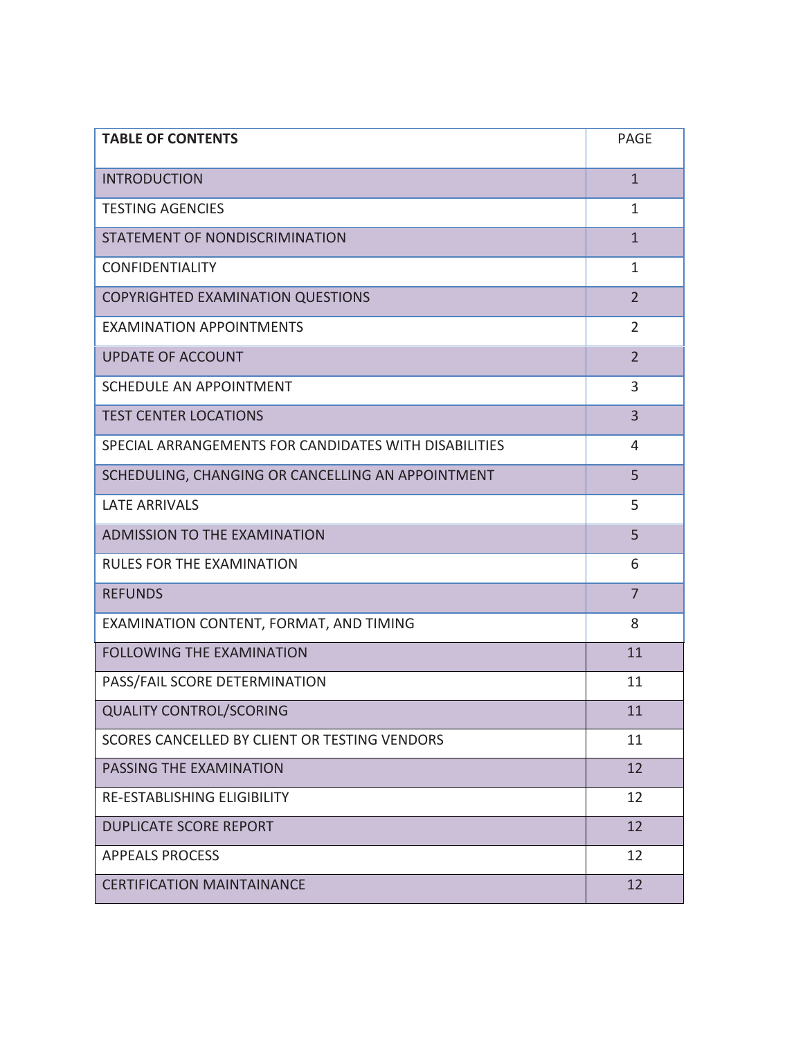| **TABLE OF CONTENTS** | PAGE |
| --- | --- |
| INTRODUCTION | 1 |
| TESTING AGENCIES | 1 |
| STATEMENT OF NONDISCRIMINATION | 1 |
| CONFIDENTIALITY | 1 |
| COPYRIGHTED EXAMINATION QUESTIONS | 2 |
| EXAMINATION APPOINTMENTS | 2 |
| UPDATE OF ACCOUNT | 2 |
| SCHEDULE AN APPOINTMENT | 3 |
| TEST CENTER LOCATIONS | 3 |
| SPECIAL ARRANGEMENTS FOR CANDIDATES WITH DISABILITIES | 4 |
| SCHEDULING, CHANGING OR CANCELLING AN APPOINTMENT | 5 |
| LATE ARRIVALS | 5 |
| ADMISSION TO THE EXAMINATION | 5 |
| RULES FOR THE EXAMINATION | 6 |
| REFUNDS | 7 |
| EXAMINATION CONTENT, FORMAT, AND TIMING | 8 |
| FOLLOWING THE EXAMINATION | 11 |
| PASS/FAIL SCORE DETERMINATION | 11 |
| QUALITY CONTROL/SCORING | 11 |
| SCORES CANCELLED BY CLIENT OR TESTING VENDORS | 11 |
| PASSING THE EXAMINATION | 12 |
| RE-ESTABLISHING ELIGIBILITY | 12 |
| DUPLICATE SCORE REPORT | 12 |
| APPEALS PROCESS | 12 |
| CERTIFICATION MAINTAINANCE | 12 |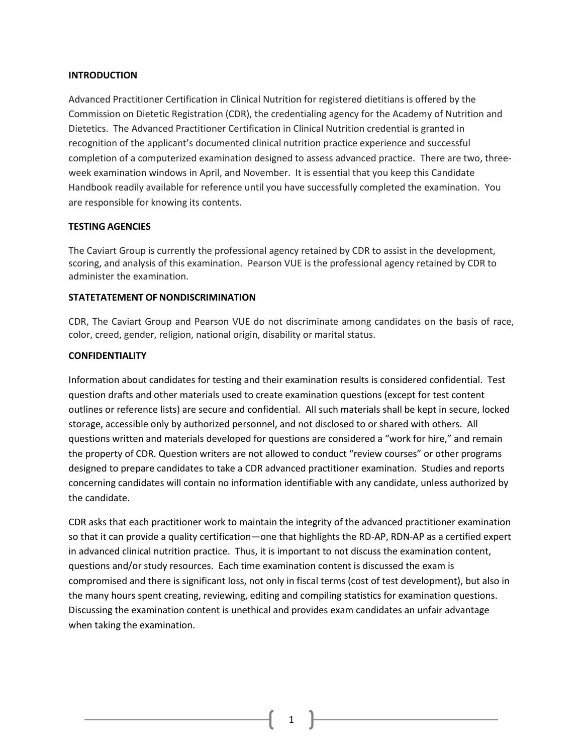## INTRODUCTION

Advanced Practitioner Certification in Clinical Nutrition for registered dietitians is offered by the Commission on Dietetic Registration (CDR), the credentialing agency for the Academy of Nutrition and Dietetics. The Advanced Practitioner Certification in Clinical Nutrition credential is granted in recognition of the applicant's documented clinical nutrition practice experience and successful completion of a computerized examination designed to assess advanced practice. There are two, three-week examination windows in April, and November. It is essential that you keep this Candidate Handbook readily available for reference until you have successfully completed the examination. You are responsible for knowing its contents.

## TESTING AGENCIES

The Caviart Group is currently the professional agency retained by CDR to assist in the development, scoring, and analysis of this examination. Pearson VUE is the professional agency retained by CDR to administer the examination.

## STATETATEMENT OF NONDISCRIMINATION

CDR, The Caviart Group and Pearson VUE do not discriminate among candidates on the basis of race, color, creed, gender, religion, national origin, disability or marital status.

## CONFIDENTIALITY

Information about candidates for testing and their examination results is considered confidential. Test question drafts and other materials used to create examination questions (except for test content outlines or reference lists) are secure and confidential. All such materials shall be kept in secure, locked storage, accessible only by authorized personnel, and not disclosed to or shared with others. All questions written and materials developed for questions are considered a "work for hire," and remain the property of CDR. Question writers are not allowed to conduct "review courses" or other programs designed to prepare candidates to take a CDR advanced practitioner examination. Studies and reports concerning candidates will contain no information identifiable with any candidate, unless authorized by the candidate.

CDR asks that each practitioner work to maintain the integrity of the advanced practitioner examination so that it can provide a quality certification—one that highlights the RD-AP, RDN-AP as a certified expert in advanced clinical nutrition practice. Thus, it is important to not discuss the examination content, questions and/or study resources. Each time examination content is discussed the exam is compromised and there is significant loss, not only in fiscal terms (cost of test development), but also in the many hours spent creating, reviewing, editing and compiling statistics for examination questions. Discussing the examination content is unethical and provides exam candidates an unfair advantage when taking the examination.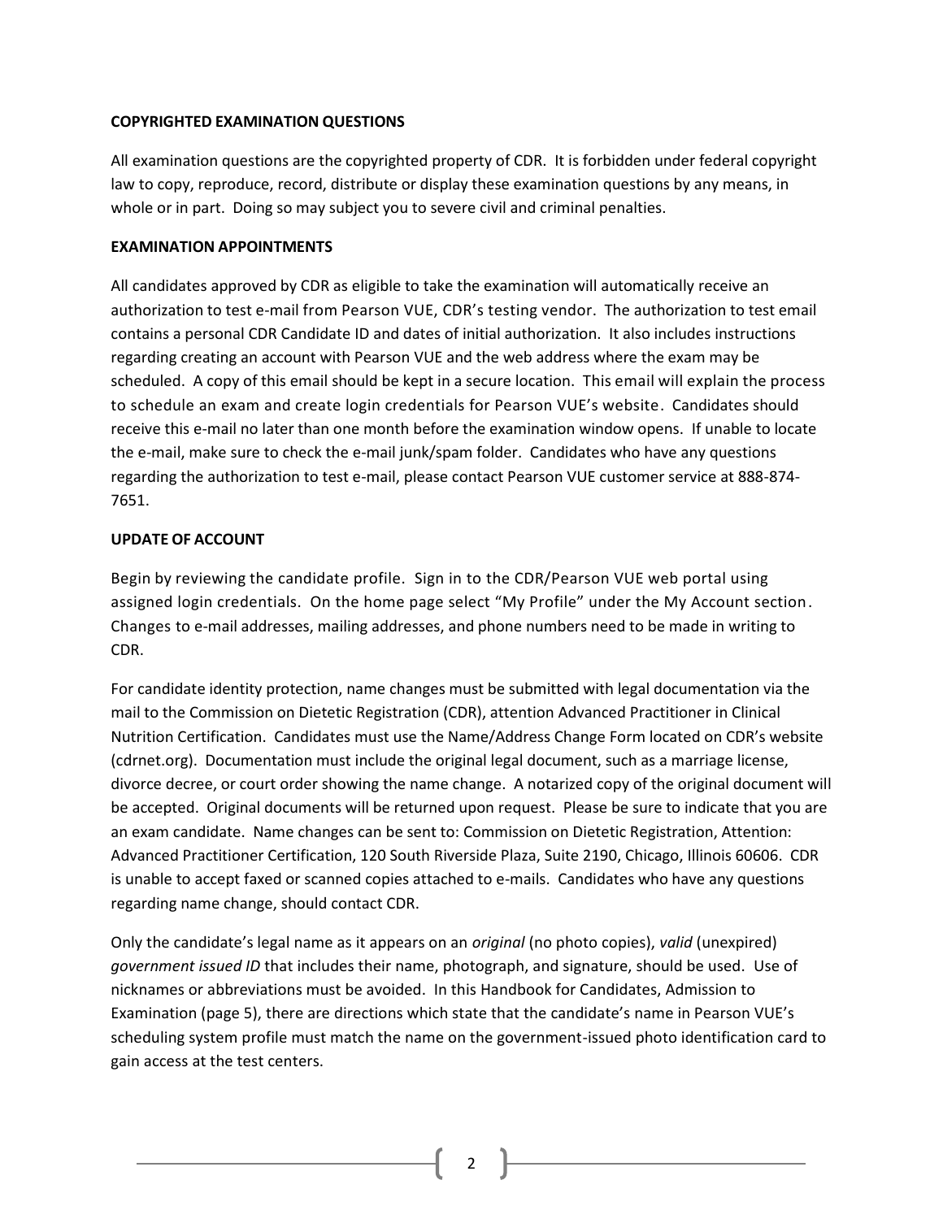**COPYRIGHTED EXAMINATION QUESTIONS**

All examination questions are the copyrighted property of CDR. It is forbidden under federal copyright law to copy, reproduce, record, distribute or display these examination questions by any means, in whole or in part. Doing so may subject you to severe civil and criminal penalties.

**EXAMINATION APPOINTMENTS**

All candidates approved by CDR as eligible to take the examination will automatically receive an authorization to test e-mail from Pearson VUE, CDR's testing vendor. The authorization to test email contains a personal CDR Candidate ID and dates of initial authorization. It also includes instructions regarding creating an account with Pearson VUE and the web address where the exam may be scheduled. A copy of this email should be kept in a secure location. This email will explain the process to schedule an exam and create login credentials for Pearson VUE's website. Candidates should receive this e-mail no later than one month before the examination window opens. If unable to locate the e-mail, make sure to check the e-mail junk/spam folder. Candidates who have any questions regarding the authorization to test e-mail, please contact Pearson VUE customer service at 888-874-7651.

**UPDATE OF ACCOUNT**

Begin by reviewing the candidate profile. Sign in to the CDR/Pearson VUE web portal using assigned login credentials. On the home page select "My Profile" under the My Account section. Changes to e-mail addresses, mailing addresses, and phone numbers need to be made in writing to CDR.

For candidate identity protection, name changes must be submitted with legal documentation via the mail to the Commission on Dietetic Registration (CDR), attention Advanced Practitioner in Clinical Nutrition Certification. Candidates must use the Name/Address Change Form located on CDR's website (cdrnet.org). Documentation must include the original legal document, such as a marriage license, divorce decree, or court order showing the name change. A notarized copy of the original document will be accepted. Original documents will be returned upon request. Please be sure to indicate that you are an exam candidate. Name changes can be sent to: Commission on Dietetic Registration, Attention: Advanced Practitioner Certification, 120 South Riverside Plaza, Suite 2190, Chicago, Illinois 60606. CDR is unable to accept faxed or scanned copies attached to e-mails. Candidates who have any questions regarding name change, should contact CDR.

Only the candidate's legal name as it appears on an *original* (no photo copies), *valid* (unexpired) *government issued ID* that includes their name, photograph, and signature, should be used. Use of nicknames or abbreviations must be avoided. In this Handbook for Candidates, Admission to Examination (page 5), there are directions which state that the candidate's name in Pearson VUE's scheduling system profile must match the name on the government-issued photo identification card to gain access at the test centers.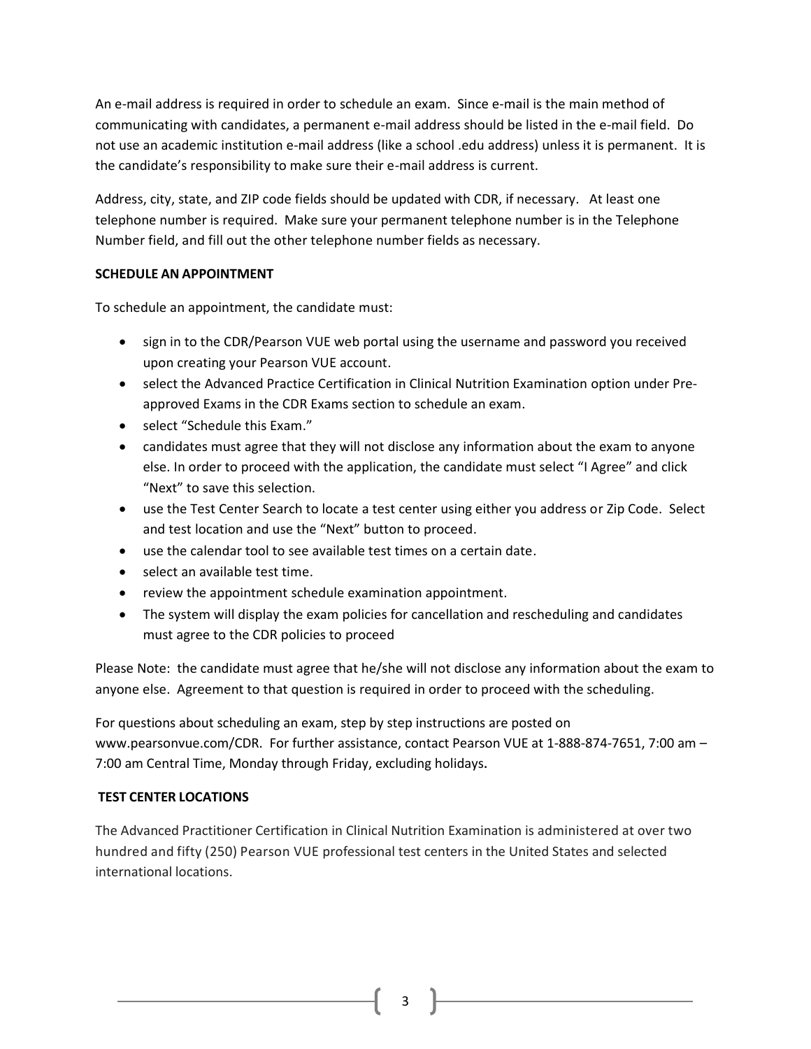An e-mail address is required in order to schedule an exam. Since e-mail is the main method of communicating with candidates, a permanent e-mail address should be listed in the e-mail field. Do not use an academic institution e-mail address (like a school .edu address) unless it is permanent. It is the candidate's responsibility to make sure their e-mail address is current.

Address, city, state, and ZIP code fields should be updated with CDR, if necessary. At least one telephone number is required. Make sure your permanent telephone number is in the Telephone Number field, and fill out the other telephone number fields as necessary.

**SCHEDULE AN APPOINTMENT**

To schedule an appointment, the candidate must:

- sign in to the CDR/Pearson VUE web portal using the username and password you received upon creating your Pearson VUE account.
- select the Advanced Practice Certification in Clinical Nutrition Examination option under Pre-approved Exams in the CDR Exams section to schedule an exam.
- select "Schedule this Exam."
- candidates must agree that they will not disclose any information about the exam to anyone else. In order to proceed with the application, the candidate must select "I Agree" and click "Next" to save this selection.
- use the Test Center Search to locate a test center using either you address or Zip Code. Select and test location and use the "Next" button to proceed.
- use the calendar tool to see available test times on a certain date.
- select an available test time.
- review the appointment schedule examination appointment.
- The system will display the exam policies for cancellation and rescheduling and candidates must agree to the CDR policies to proceed

Please Note: the candidate must agree that he/she will not disclose any information about the exam to anyone else. Agreement to that question is required in order to proceed with the scheduling.

For questions about scheduling an exam, step by step instructions are posted on www.pearsonvue.com/CDR. For further assistance, contact Pearson VUE at 1-888-874-7651, 7:00 am – 7:00 am Central Time, Monday through Friday, excluding holidays.

**TEST CENTER LOCATIONS**

The Advanced Practitioner Certification in Clinical Nutrition Examination is administered at over two hundred and fifty (250) Pearson VUE professional test centers in the United States and selected international locations.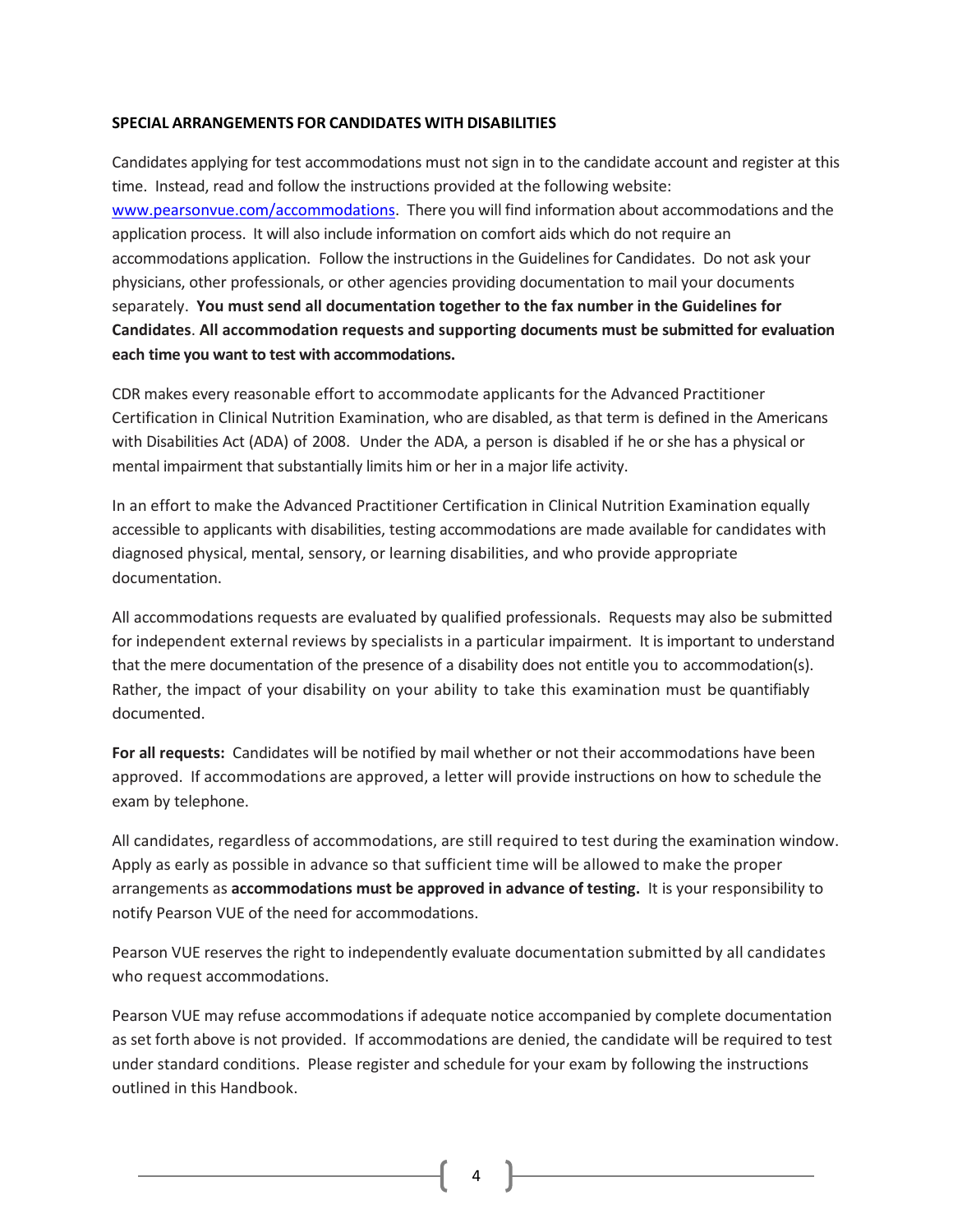## SPECIAL ARRANGEMENTS FOR CANDIDATES WITH DISABILITIES

Candidates applying for test accommodations must not sign in to the candidate account and register at this time. Instead, read and follow the instructions provided at the following website: www.pearsonvue.com/accommodations. There you will find information about accommodations and the application process. It will also include information on comfort aids which do not require an accommodations application. Follow the instructions in the Guidelines for Candidates. Do not ask your physicians, other professionals, or other agencies providing documentation to mail your documents separately. **You must send all documentation together to the fax number in the Guidelines for Candidates**. **All accommodation requests and supporting documents must be submitted for evaluation each time you want to test with accommodations.**

CDR makes every reasonable effort to accommodate applicants for the Advanced Practitioner Certification in Clinical Nutrition Examination, who are disabled, as that term is defined in the Americans with Disabilities Act (ADA) of 2008. Under the ADA, a person is disabled if he or she has a physical or mental impairment that substantially limits him or her in a major life activity.

In an effort to make the Advanced Practitioner Certification in Clinical Nutrition Examination equally accessible to applicants with disabilities, testing accommodations are made available for candidates with diagnosed physical, mental, sensory, or learning disabilities, and who provide appropriate documentation.

All accommodations requests are evaluated by qualified professionals. Requests may also be submitted for independent external reviews by specialists in a particular impairment. It is important to understand that the mere documentation of the presence of a disability does not entitle you to accommodation(s). Rather, the impact of your disability on your ability to take this examination must be quantifiably documented.

**For all requests:** Candidates will be notified by mail whether or not their accommodations have been approved. If accommodations are approved, a letter will provide instructions on how to schedule the exam by telephone.

All candidates, regardless of accommodations, are still required to test during the examination window. Apply as early as possible in advance so that sufficient time will be allowed to make the proper arrangements as **accommodations must be approved in advance of testing.** It is your responsibility to notify Pearson VUE of the need for accommodations.

Pearson VUE reserves the right to independently evaluate documentation submitted by all candidates who request accommodations.

Pearson VUE may refuse accommodations if adequate notice accompanied by complete documentation as set forth above is not provided. If accommodations are denied, the candidate will be required to test under standard conditions. Please register and schedule for your exam by following the instructions outlined in this Handbook.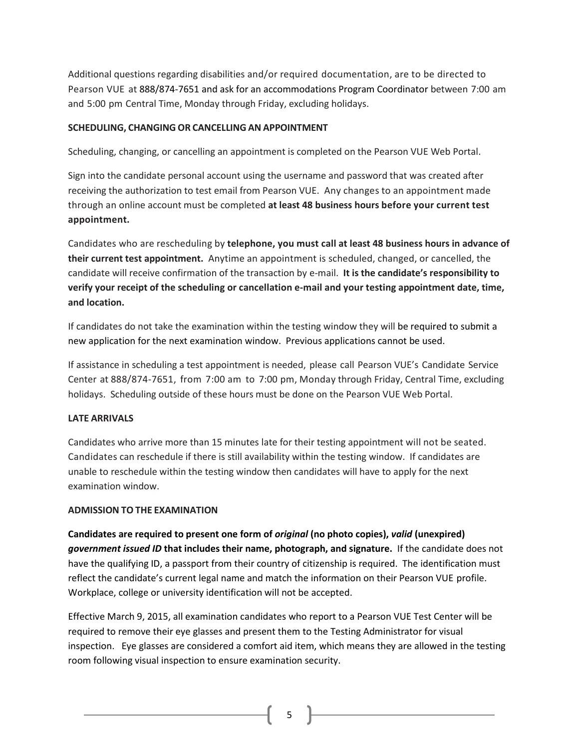Additional questions regarding disabilities and/or required documentation, are to be directed to Pearson VUE at 888/874-7651 and ask for an accommodations Program Coordinator between 7:00 am and 5:00 pm Central Time, Monday through Friday, excluding holidays.

**SCHEDULING, CHANGING OR CANCELLING AN APPOINTMENT**

Scheduling, changing, or cancelling an appointment is completed on the Pearson VUE Web Portal.

Sign into the candidate personal account using the username and password that was created after receiving the authorization to test email from Pearson VUE. Any changes to an appointment made through an online account must be completed **at least 48 business hours before your current test appointment.**

Candidates who are rescheduling by **telephone, you must call at least 48 business hours in advance of their current test appointment.** Anytime an appointment is scheduled, changed, or cancelled, the candidate will receive confirmation of the transaction by e-mail. **It is the candidate's responsibility to verify your receipt of the scheduling or cancellation e-mail and your testing appointment date, time, and location.**

If candidates do not take the examination within the testing window they will be required to submit a new application for the next examination window. Previous applications cannot be used.

If assistance in scheduling a test appointment is needed, please call Pearson VUE's Candidate Service Center at 888/874-7651, from 7:00 am to 7:00 pm, Monday through Friday, Central Time, excluding holidays. Scheduling outside of these hours must be done on the Pearson VUE Web Portal.

**LATE ARRIVALS**

Candidates who arrive more than 15 minutes late for their testing appointment will not be seated. Candidates can reschedule if there is still availability within the testing window. If candidates are unable to reschedule within the testing window then candidates will have to apply for the next examination window.

**ADMISSION TO THE EXAMINATION**

**Candidates are required to present one form of *original* (no photo copies), *valid* (unexpired) *government issued ID* that includes their name, photograph, and signature.** If the candidate does not have the qualifying ID, a passport from their country of citizenship is required. The identification must reflect the candidate's current legal name and match the information on their Pearson VUE profile. Workplace, college or university identification will not be accepted.

Effective March 9, 2015, all examination candidates who report to a Pearson VUE Test Center will be required to remove their eye glasses and present them to the Testing Administrator for visual inspection. Eye glasses are considered a comfort aid item, which means they are allowed in the testing room following visual inspection to ensure examination security.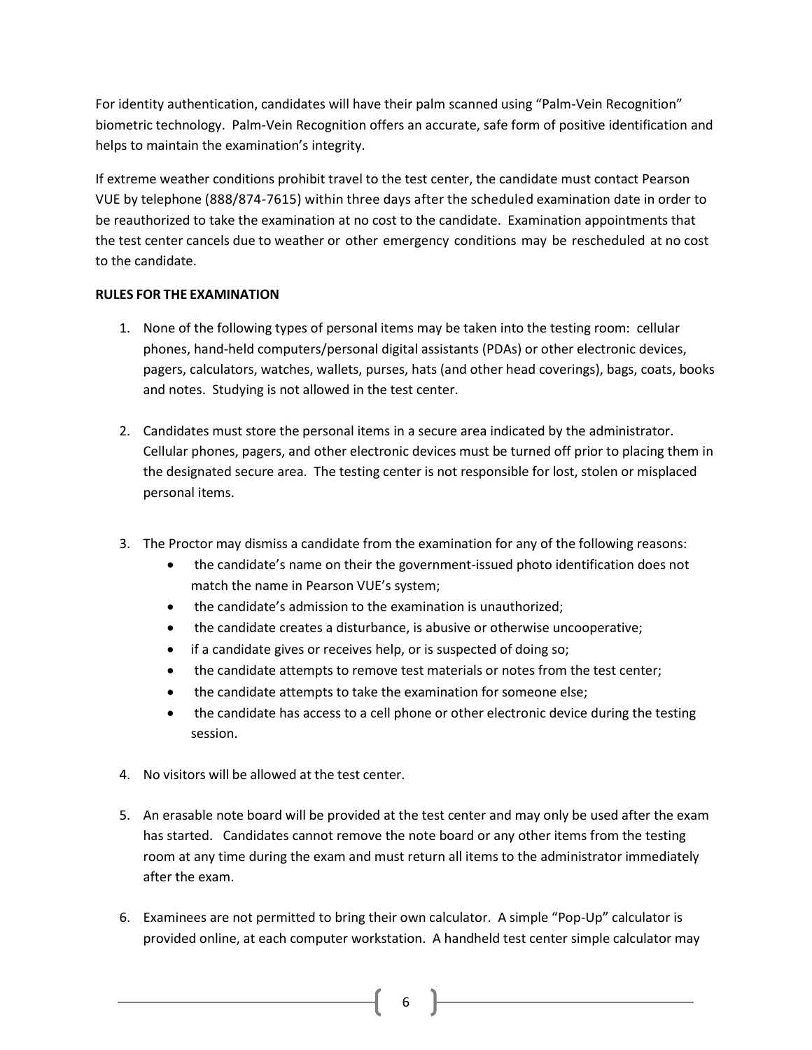For identity authentication, candidates will have their palm scanned using "Palm-Vein Recognition" biometric technology. Palm-Vein Recognition offers an accurate, safe form of positive identification and helps to maintain the examination's integrity.

If extreme weather conditions prohibit travel to the test center, the candidate must contact Pearson VUE by telephone (888/874-7615) within three days after the scheduled examination date in order to be reauthorized to take the examination at no cost to the candidate. Examination appointments that the test center cancels due to weather or other emergency conditions may be rescheduled at no cost to the candidate.

**RULES FOR THE EXAMINATION**

1. None of the following types of personal items may be taken into the testing room: cellular phones, hand-held computers/personal digital assistants (PDAs) or other electronic devices, pagers, calculators, watches, wallets, purses, hats (and other head coverings), bags, coats, books and notes. Studying is not allowed in the test center.

2. Candidates must store the personal items in a secure area indicated by the administrator. Cellular phones, pagers, and other electronic devices must be turned off prior to placing them in the designated secure area. The testing center is not responsible for lost, stolen or misplaced personal items.

3. The Proctor may dismiss a candidate from the examination for any of the following reasons:
   - the candidate's name on their the government-issued photo identification does not match the name in Pearson VUE's system;
   - the candidate's admission to the examination is unauthorized;
   - the candidate creates a disturbance, is abusive or otherwise uncooperative;
   - if a candidate gives or receives help, or is suspected of doing so;
   - the candidate attempts to remove test materials or notes from the test center;
   - the candidate attempts to take the examination for someone else;
   - the candidate has access to a cell phone or other electronic device during the testing session.

4. No visitors will be allowed at the test center.

5. An erasable note board will be provided at the test center and may only be used after the exam has started. Candidates cannot remove the note board or any other items from the testing room at any time during the exam and must return all items to the administrator immediately after the exam.

6. Examinees are not permitted to bring their own calculator. A simple "Pop-Up" calculator is provided online, at each computer workstation. A handheld test center simple calculator may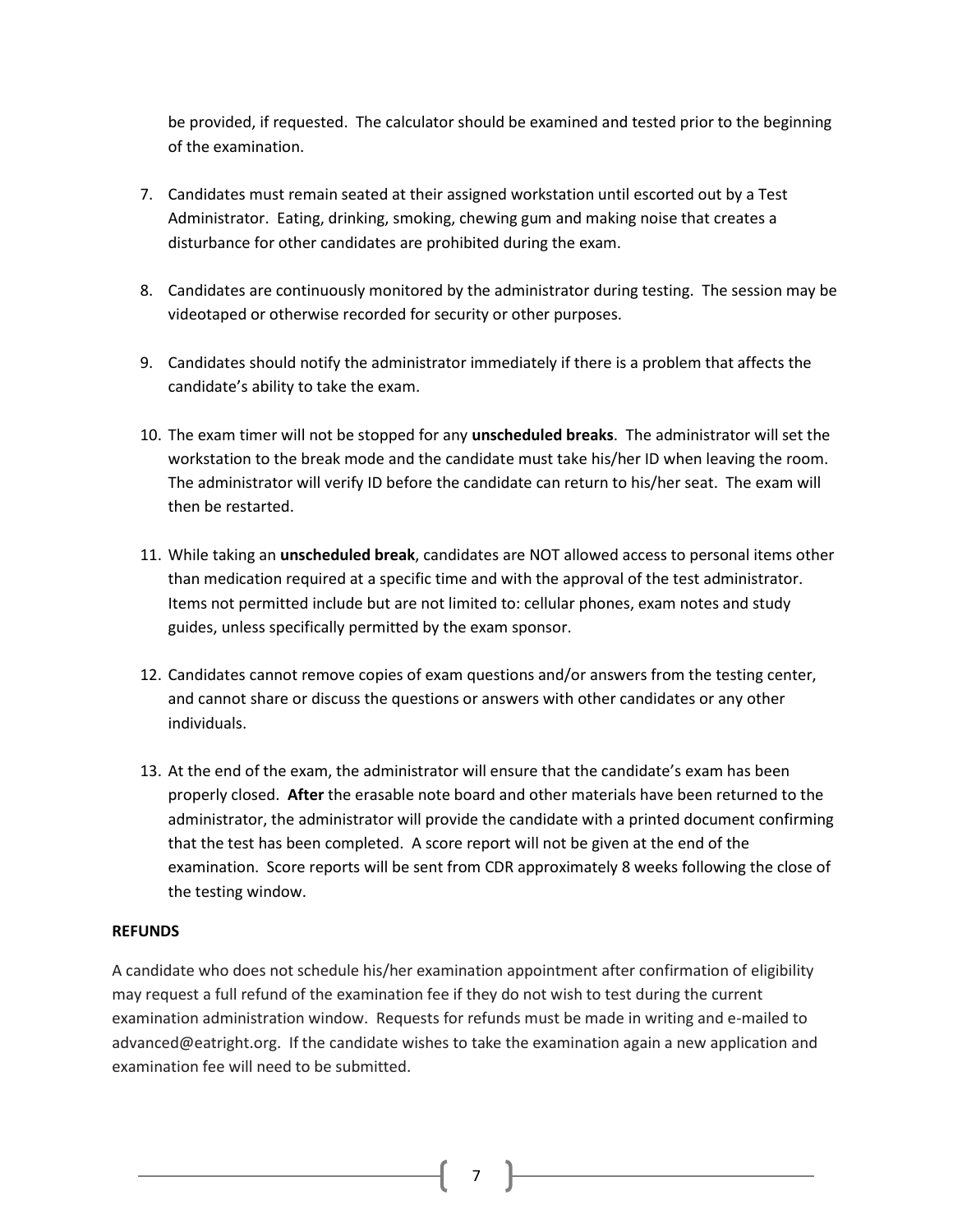be provided, if requested. The calculator should be examined and tested prior to the beginning of the examination.

7. Candidates must remain seated at their assigned workstation until escorted out by a Test Administrator. Eating, drinking, smoking, chewing gum and making noise that creates a disturbance for other candidates are prohibited during the exam.

8. Candidates are continuously monitored by the administrator during testing. The session may be videotaped or otherwise recorded for security or other purposes.

9. Candidates should notify the administrator immediately if there is a problem that affects the candidate's ability to take the exam.

10. The exam timer will not be stopped for any **unscheduled breaks**. The administrator will set the workstation to the break mode and the candidate must take his/her ID when leaving the room. The administrator will verify ID before the candidate can return to his/her seat. The exam will then be restarted.

11. While taking an **unscheduled break**, candidates are NOT allowed access to personal items other than medication required at a specific time and with the approval of the test administrator. Items not permitted include but are not limited to: cellular phones, exam notes and study guides, unless specifically permitted by the exam sponsor.

12. Candidates cannot remove copies of exam questions and/or answers from the testing center, and cannot share or discuss the questions or answers with other candidates or any other individuals.

13. At the end of the exam, the administrator will ensure that the candidate's exam has been properly closed. **After** the erasable note board and other materials have been returned to the administrator, the administrator will provide the candidate with a printed document confirming that the test has been completed. A score report will not be given at the end of the examination. Score reports will be sent from CDR approximately 8 weeks following the close of the testing window.

**REFUNDS**

A candidate who does not schedule his/her examination appointment after confirmation of eligibility may request a full refund of the examination fee if they do not wish to test during the current examination administration window. Requests for refunds must be made in writing and e-mailed to advanced@eatright.org. If the candidate wishes to take the examination again a new application and examination fee will need to be submitted.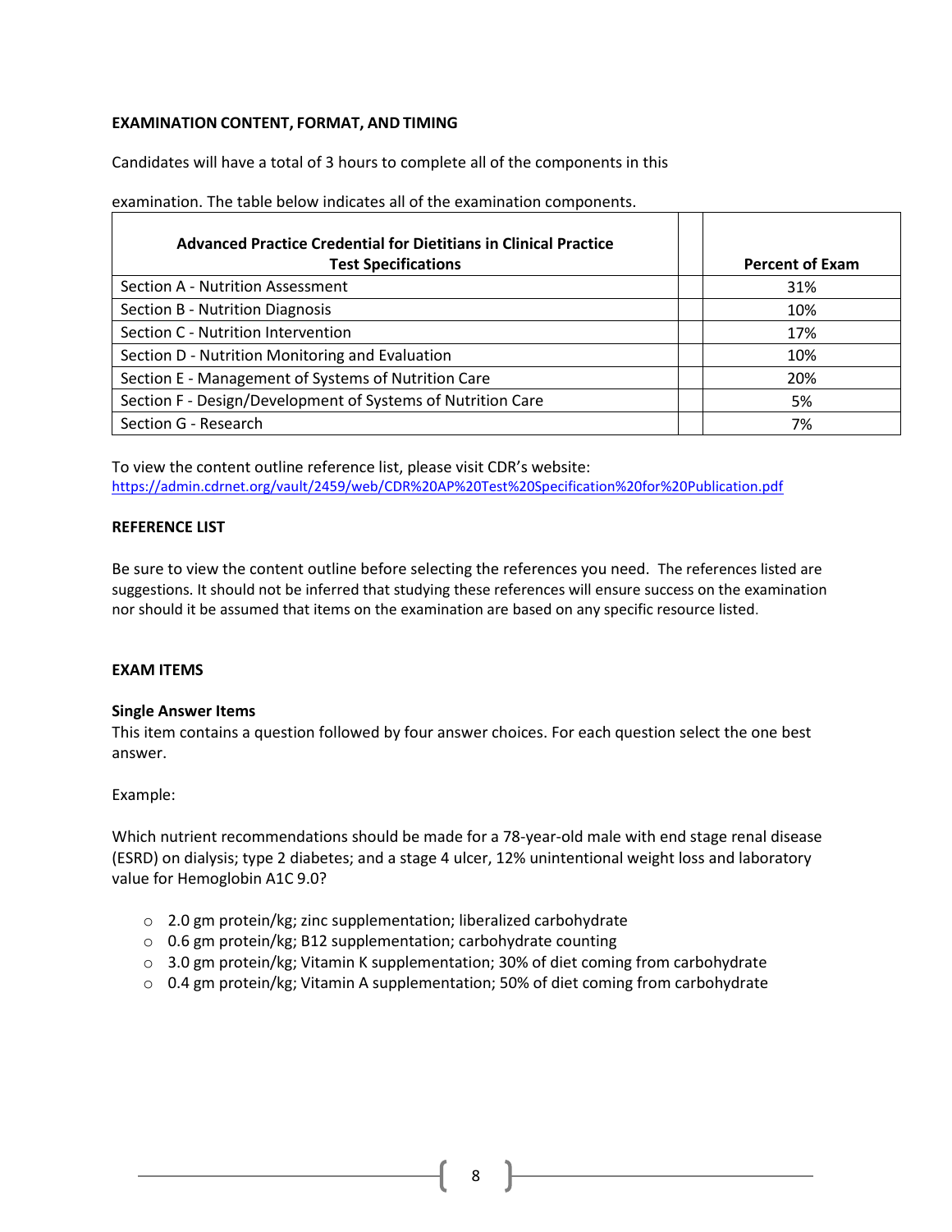**EXAMINATION CONTENT, FORMAT, AND TIMING**

Candidates will have a total of 3 hours to complete all of the components in this

examination. The table below indicates all of the examination components.

| Advanced Practice Credential for Dietitians in Clinical Practice Test Specifications | | Percent of Exam |
|---|---|---|
| Section A - Nutrition Assessment | | 31% |
| Section B - Nutrition Diagnosis | | 10% |
| Section C - Nutrition Intervention | | 17% |
| Section D - Nutrition Monitoring and Evaluation | | 10% |
| Section E - Management of Systems of Nutrition Care | | 20% |
| Section F - Design/Development of Systems of Nutrition Care | | 5% |
| Section G - Research | | 7% |

To view the content outline reference list, please visit CDR's website:
https://admin.cdrnet.org/vault/2459/web/CDR%20AP%20Test%20Specification%20for%20Publication.pdf

**REFERENCE LIST**

Be sure to view the content outline before selecting the references you need. The references listed are suggestions. It should not be inferred that studying these references will ensure success on the examination nor should it be assumed that items on the examination are based on any specific resource listed.

**EXAM ITEMS**

**Single Answer Items**
This item contains a question followed by four answer choices. For each question select the one best answer.

Example:

Which nutrient recommendations should be made for a 78-year-old male with end stage renal disease (ESRD) on dialysis; type 2 diabetes; and a stage 4 ulcer, 12% unintentional weight loss and laboratory value for Hemoglobin A1C 9.0?

- 2.0 gm protein/kg; zinc supplementation; liberalized carbohydrate
- 0.6 gm protein/kg; B12 supplementation; carbohydrate counting
- 3.0 gm protein/kg; Vitamin K supplementation; 30% of diet coming from carbohydrate
- 0.4 gm protein/kg; Vitamin A supplementation; 50% of diet coming from carbohydrate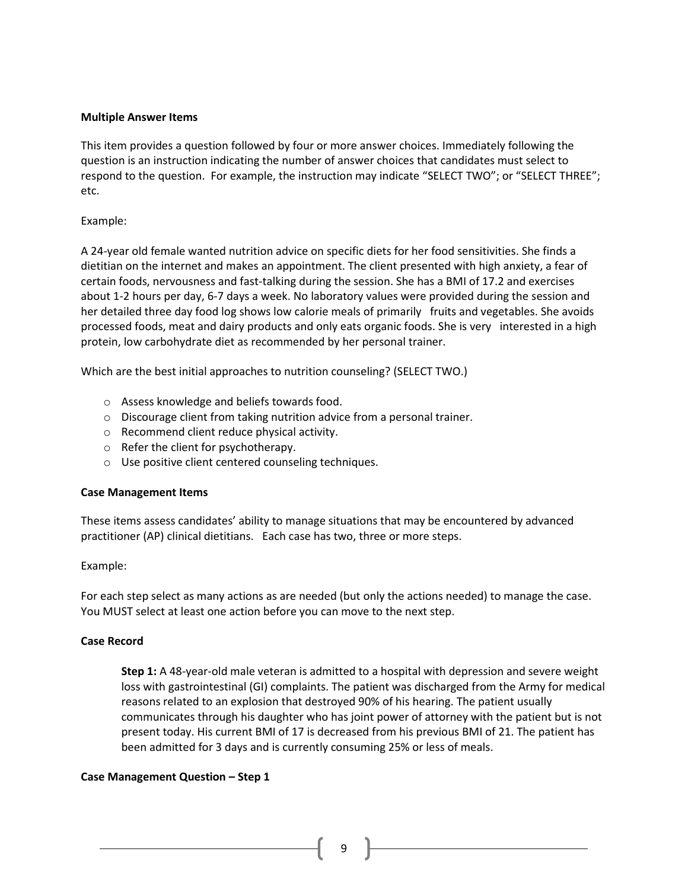**Multiple Answer Items**

This item provides a question followed by four or more answer choices. Immediately following the question is an instruction indicating the number of answer choices that candidates must select to respond to the question. For example, the instruction may indicate "SELECT TWO"; or "SELECT THREE"; etc.

Example:

A 24-year old female wanted nutrition advice on specific diets for her food sensitivities. She finds a dietitian on the internet and makes an appointment. The client presented with high anxiety, a fear of certain foods, nervousness and fast-talking during the session. She has a BMI of 17.2 and exercises about 1-2 hours per day, 6-7 days a week. No laboratory values were provided during the session and her detailed three day food log shows low calorie meals of primarily fruits and vegetables. She avoids processed foods, meat and dairy products and only eats organic foods. She is very interested in a high protein, low carbohydrate diet as recommended by her personal trainer.

Which are the best initial approaches to nutrition counseling? (SELECT TWO.)

- Assess knowledge and beliefs towards food.
- Discourage client from taking nutrition advice from a personal trainer.
- Recommend client reduce physical activity.
- Refer the client for psychotherapy.
- Use positive client centered counseling techniques.

**Case Management Items**

These items assess candidates' ability to manage situations that may be encountered by advanced practitioner (AP) clinical dietitians. Each case has two, three or more steps.

Example:

For each step select as many actions as are needed (but only the actions needed) to manage the case. You MUST select at least one action before you can move to the next step.

**Case Record**

> **Step 1:** A 48-year-old male veteran is admitted to a hospital with depression and severe weight loss with gastrointestinal (GI) complaints. The patient was discharged from the Army for medical reasons related to an explosion that destroyed 90% of his hearing. The patient usually communicates through his daughter who has joint power of attorney with the patient but is not present today. His current BMI of 17 is decreased from his previous BMI of 21. The patient has been admitted for 3 days and is currently consuming 25% or less of meals.

**Case Management Question – Step 1**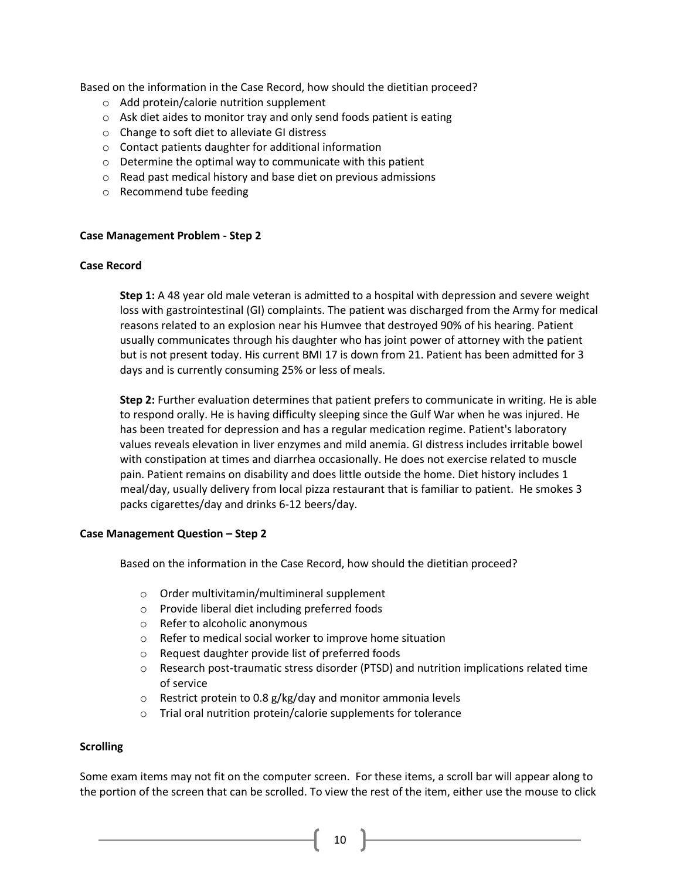Based on the information in the Case Record, how should the dietitian proceed?

- Add protein/calorie nutrition supplement
- Ask diet aides to monitor tray and only send foods patient is eating
- Change to soft diet to alleviate GI distress
- Contact patients daughter for additional information
- Determine the optimal way to communicate with this patient
- Read past medical history and base diet on previous admissions
- Recommend tube feeding

**Case Management Problem - Step 2**

**Case Record**

> **Step 1:** A 48 year old male veteran is admitted to a hospital with depression and severe weight loss with gastrointestinal (GI) complaints. The patient was discharged from the Army for medical reasons related to an explosion near his Humvee that destroyed 90% of his hearing. Patient usually communicates through his daughter who has joint power of attorney with the patient but is not present today. His current BMI 17 is down from 21. Patient has been admitted for 3 days and is currently consuming 25% or less of meals.
>
> **Step 2:** Further evaluation determines that patient prefers to communicate in writing. He is able to respond orally. He is having difficulty sleeping since the Gulf War when he was injured. He has been treated for depression and has a regular medication regime. Patient's laboratory values reveals elevation in liver enzymes and mild anemia. GI distress includes irritable bowel with constipation at times and diarrhea occasionally. He does not exercise related to muscle pain. Patient remains on disability and does little outside the home. Diet history includes 1 meal/day, usually delivery from local pizza restaurant that is familiar to patient. He smokes 3 packs cigarettes/day and drinks 6-12 beers/day.

**Case Management Question – Step 2**

Based on the information in the Case Record, how should the dietitian proceed?

- Order multivitamin/multimineral supplement
- Provide liberal diet including preferred foods
- Refer to alcoholic anonymous
- Refer to medical social worker to improve home situation
- Request daughter provide list of preferred foods
- Research post-traumatic stress disorder (PTSD) and nutrition implications related time of service
- Restrict protein to 0.8 g/kg/day and monitor ammonia levels
- Trial oral nutrition protein/calorie supplements for tolerance

**Scrolling**

Some exam items may not fit on the computer screen. For these items, a scroll bar will appear along to the portion of the screen that can be scrolled. To view the rest of the item, either use the mouse to click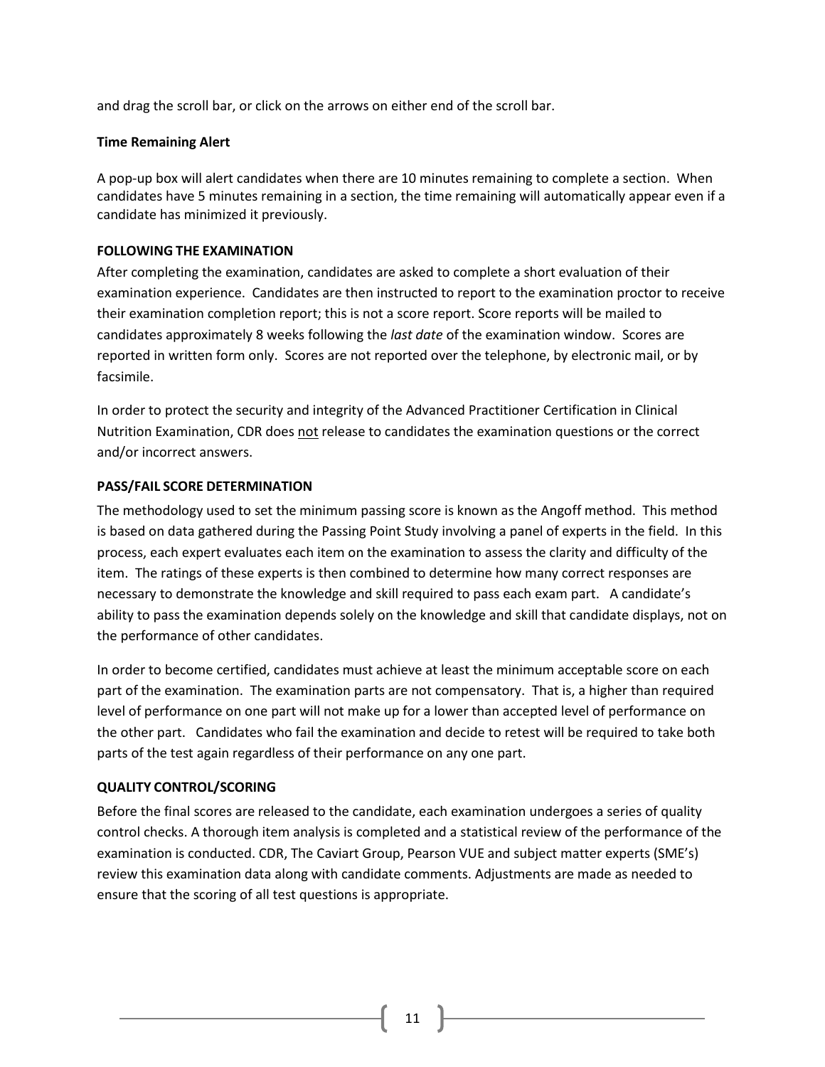and drag the scroll bar, or click on the arrows on either end of the scroll bar.

**Time Remaining Alert**

A pop-up box will alert candidates when there are 10 minutes remaining to complete a section. When candidates have 5 minutes remaining in a section, the time remaining will automatically appear even if a candidate has minimized it previously.

**FOLLOWING THE EXAMINATION**

After completing the examination, candidates are asked to complete a short evaluation of their examination experience. Candidates are then instructed to report to the examination proctor to receive their examination completion report; this is not a score report. Score reports will be mailed to candidates approximately 8 weeks following the *last date* of the examination window. Scores are reported in written form only. Scores are not reported over the telephone, by electronic mail, or by facsimile.

In order to protect the security and integrity of the Advanced Practitioner Certification in Clinical Nutrition Examination, CDR does <u>not</u> release to candidates the examination questions or the correct and/or incorrect answers.

**PASS/FAIL SCORE DETERMINATION**

The methodology used to set the minimum passing score is known as the Angoff method. This method is based on data gathered during the Passing Point Study involving a panel of experts in the field. In this process, each expert evaluates each item on the examination to assess the clarity and difficulty of the item. The ratings of these experts is then combined to determine how many correct responses are necessary to demonstrate the knowledge and skill required to pass each exam part. A candidate's ability to pass the examination depends solely on the knowledge and skill that candidate displays, not on the performance of other candidates.

In order to become certified, candidates must achieve at least the minimum acceptable score on each part of the examination. The examination parts are not compensatory. That is, a higher than required level of performance on one part will not make up for a lower than accepted level of performance on the other part. Candidates who fail the examination and decide to retest will be required to take both parts of the test again regardless of their performance on any one part.

**QUALITY CONTROL/SCORING**

Before the final scores are released to the candidate, each examination undergoes a series of quality control checks. A thorough item analysis is completed and a statistical review of the performance of the examination is conducted. CDR, The Caviart Group, Pearson VUE and subject matter experts (SME's) review this examination data along with candidate comments. Adjustments are made as needed to ensure that the scoring of all test questions is appropriate.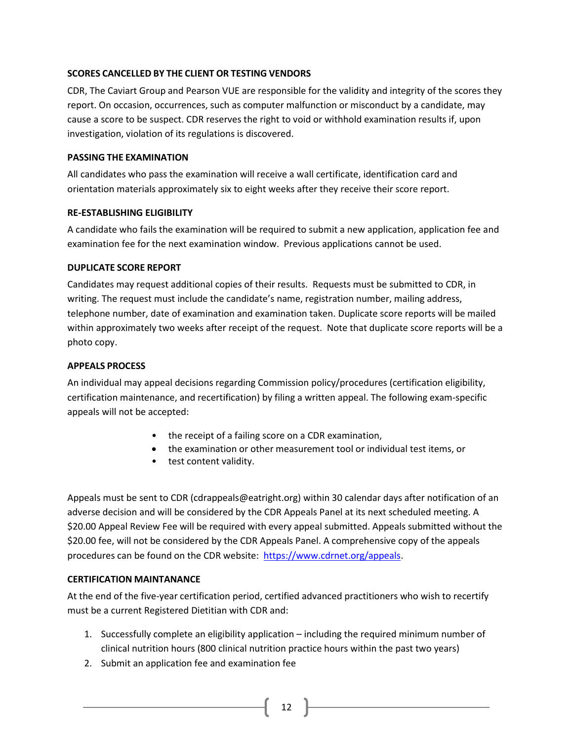### SCORES CANCELLED BY THE CLIENT OR TESTING VENDORS

CDR, The Caviart Group and Pearson VUE are responsible for the validity and integrity of the scores they report. On occasion, occurrences, such as computer malfunction or misconduct by a candidate, may cause a score to be suspect. CDR reserves the right to void or withhold examination results if, upon investigation, violation of its regulations is discovered.

### PASSING THE EXAMINATION

All candidates who pass the examination will receive a wall certificate, identification card and orientation materials approximately six to eight weeks after they receive their score report.

### RE-ESTABLISHING ELIGIBILITY

A candidate who fails the examination will be required to submit a new application, application fee and examination fee for the next examination window. Previous applications cannot be used.

### DUPLICATE SCORE REPORT

Candidates may request additional copies of their results. Requests must be submitted to CDR, in writing. The request must include the candidate's name, registration number, mailing address, telephone number, date of examination and examination taken. Duplicate score reports will be mailed within approximately two weeks after receipt of the request. Note that duplicate score reports will be a photo copy.

### APPEALS PROCESS

An individual may appeal decisions regarding Commission policy/procedures (certification eligibility, certification maintenance, and recertification) by filing a written appeal. The following exam-specific appeals will not be accepted:

- the receipt of a failing score on a CDR examination,
- the examination or other measurement tool or individual test items, or
- test content validity.

Appeals must be sent to CDR (cdrappeals@eatright.org) within 30 calendar days after notification of an adverse decision and will be considered by the CDR Appeals Panel at its next scheduled meeting. A $20.00 Appeal Review Fee will be required with every appeal submitted. Appeals submitted without the $20.00 fee, will not be considered by the CDR Appeals Panel. A comprehensive copy of the appeals procedures can be found on the CDR website: [https://www.cdrnet.org/appeals](https://www.cdrnet.org/appeals).

### CERTIFICATION MAINTANANCE

At the end of the five-year certification period, certified advanced practitioners who wish to recertify must be a current Registered Dietitian with CDR and:

1. Successfully complete an eligibility application – including the required minimum number of clinical nutrition hours (800 clinical nutrition practice hours within the past two years)
2. Submit an application fee and examination fee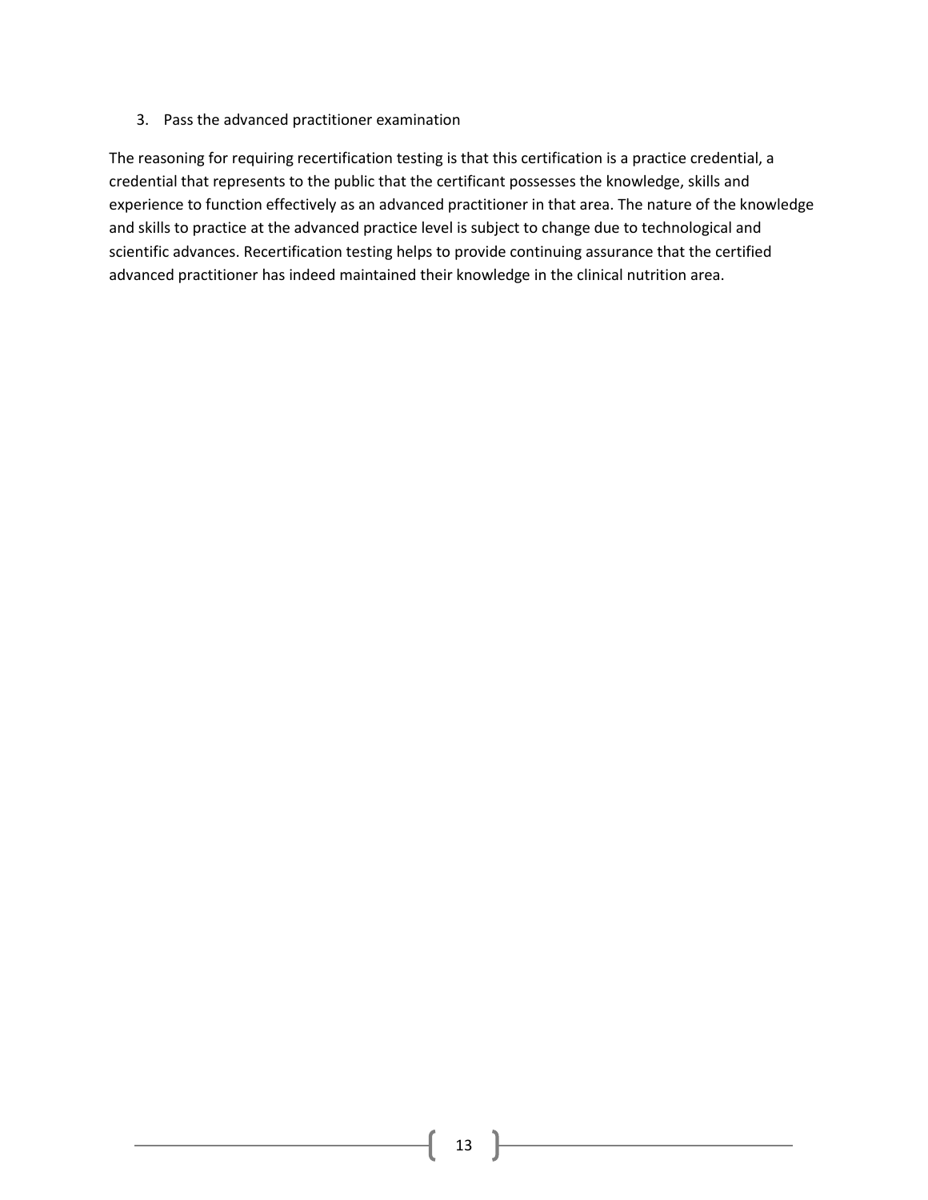3. Pass the advanced practitioner examination

The reasoning for requiring recertification testing is that this certification is a practice credential, a credential that represents to the public that the certificant possesses the knowledge, skills and experience to function effectively as an advanced practitioner in that area. The nature of the knowledge and skills to practice at the advanced practice level is subject to change due to technological and scientific advances. Recertification testing helps to provide continuing assurance that the certified advanced practitioner has indeed maintained their knowledge in the clinical nutrition area.